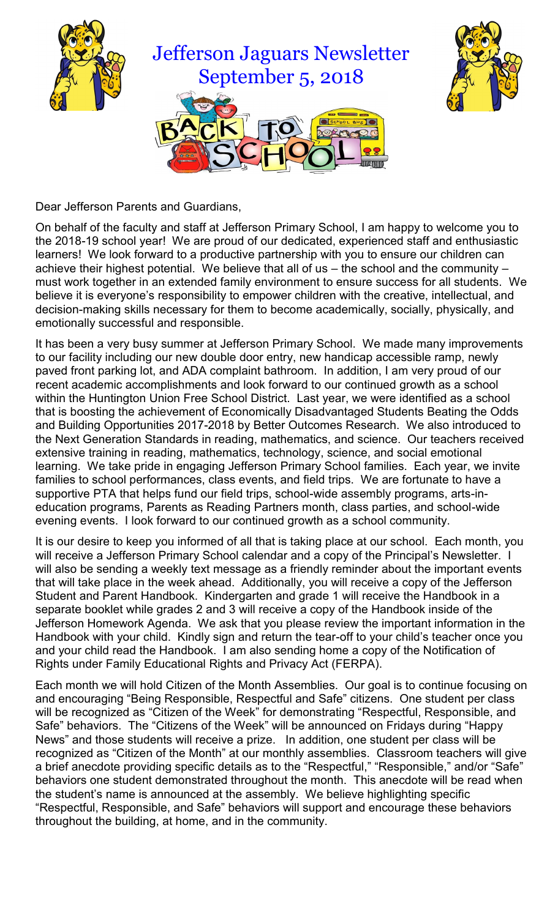# Jefferson Jaguars Newsletter
## September 5, 2018

Dear Jefferson Parents and Guardians,

On behalf of the faculty and staff at Jefferson Primary School, I am happy to welcome you to the 2018-19 school year! We are proud of our dedicated, experienced staff and enthusiastic learners! We look forward to a productive partnership with you to ensure our children can achieve their highest potential. We believe that all of us – the school and the community – must work together in an extended family environment to ensure success for all students. We believe it is everyone's responsibility to empower children with the creative, intellectual, and decision-making skills necessary for them to become academically, socially, physically, and emotionally successful and responsible.

It has been a very busy summer at Jefferson Primary School. We made many improvements to our facility including our new double door entry, new handicap accessible ramp, newly paved front parking lot, and ADA complaint bathroom. In addition, I am very proud of our recent academic accomplishments and look forward to our continued growth as a school within the Huntington Union Free School District. Last year, we were identified as a school that is boosting the achievement of Economically Disadvantaged Students Beating the Odds and Building Opportunities 2017-2018 by Better Outcomes Research. We also introduced to the Next Generation Standards in reading, mathematics, and science. Our teachers received extensive training in reading, mathematics, technology, science, and social emotional learning. We take pride in engaging Jefferson Primary School families. Each year, we invite families to school performances, class events, and field trips. We are fortunate to have a supportive PTA that helps fund our field trips, school-wide assembly programs, arts-in-education programs, Parents as Reading Partners month, class parties, and school-wide evening events. I look forward to our continued growth as a school community.

It is our desire to keep you informed of all that is taking place at our school. Each month, you will receive a Jefferson Primary School calendar and a copy of the Principal's Newsletter. I will also be sending a weekly text message as a friendly reminder about the important events that will take place in the week ahead. Additionally, you will receive a copy of the Jefferson Student and Parent Handbook. Kindergarten and grade 1 will receive the Handbook in a separate booklet while grades 2 and 3 will receive a copy of the Handbook inside of the Jefferson Homework Agenda. We ask that you please review the important information in the Handbook with your child. Kindly sign and return the tear-off to your child's teacher once you and your child read the Handbook. I am also sending home a copy of the Notification of Rights under Family Educational Rights and Privacy Act (FERPA).

Each month we will hold Citizen of the Month Assemblies. Our goal is to continue focusing on and encouraging "Being Responsible, Respectful and Safe" citizens. One student per class will be recognized as "Citizen of the Week" for demonstrating "Respectful, Responsible, and Safe" behaviors. The "Citizens of the Week" will be announced on Fridays during "Happy News" and those students will receive a prize. In addition, one student per class will be recognized as "Citizen of the Month" at our monthly assemblies. Classroom teachers will give a brief anecdote providing specific details as to the "Respectful," "Responsible," and/or "Safe" behaviors one student demonstrated throughout the month. This anecdote will be read when the student's name is announced at the assembly. We believe highlighting specific "Respectful, Responsible, and Safe" behaviors will support and encourage these behaviors throughout the building, at home, and in the community.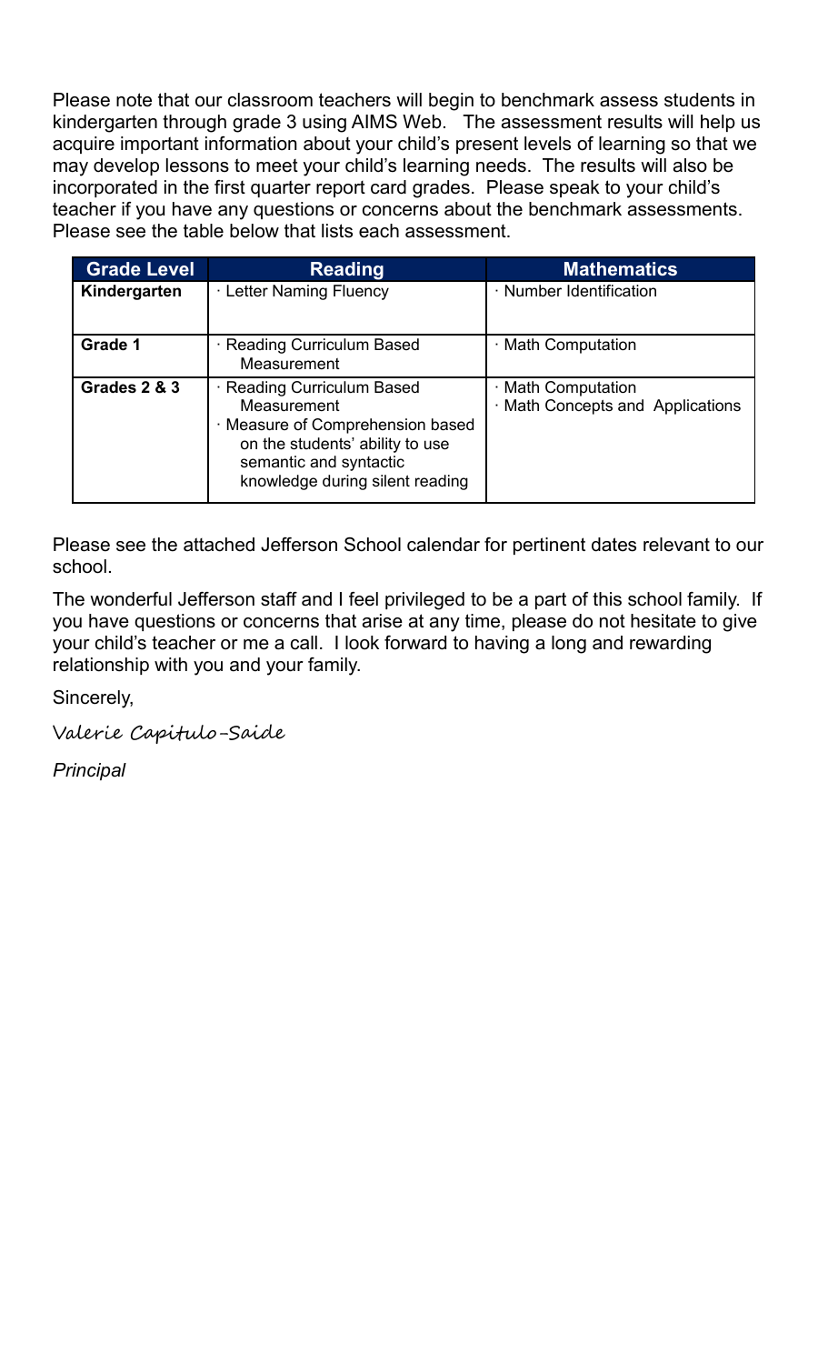Please note that our classroom teachers will begin to benchmark assess students in kindergarten through grade 3 using AIMS Web. The assessment results will help us acquire important information about your child's present levels of learning so that we may develop lessons to meet your child's learning needs. The results will also be incorporated in the first quarter report card grades. Please speak to your child's teacher if you have any questions or concerns about the benchmark assessments. Please see the table below that lists each assessment.

| Grade Level | Reading | Mathematics |
| --- | --- | --- |
| **Kindergarten** | · Letter Naming Fluency | · Number Identification |
| **Grade 1** | · Reading Curriculum Based Measurement | · Math Computation |
| **Grades 2 & 3** | · Reading Curriculum Based Measurement<br>· Measure of Comprehension based on the students' ability to use semantic and syntactic knowledge during silent reading | · Math Computation<br>· Math Concepts and Applications |

Please see the attached Jefferson School calendar for pertinent dates relevant to our school.

The wonderful Jefferson staff and I feel privileged to be a part of this school family. If you have questions or concerns that arise at any time, please do not hesitate to give your child's teacher or me a call. I look forward to having a long and rewarding relationship with you and your family.

Sincerely,

Valerie Capitulo-Saide

*Principal*